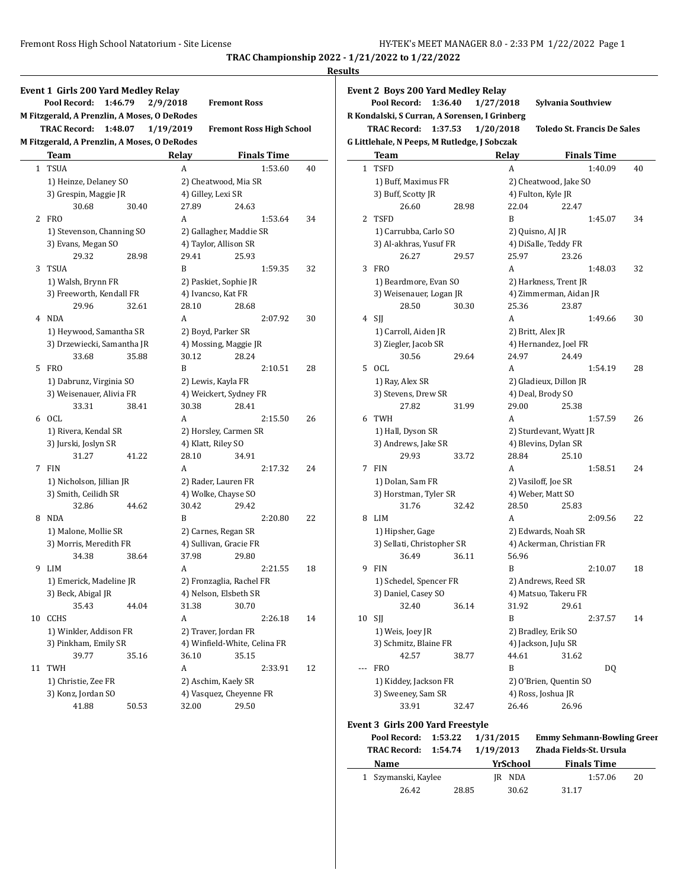**TRAC Championship 2022 - 1/21/2022 to 1/22/2022**

**Results**

## Event 1 Girls 200 Yard Medley Relay

**Pool Record:** 1:46.79 2/9/2018 **Fremont Ross**
**M Fitzgerald, A Prenzlin, A Moses, O DeRodes**
**TRAC Record:** 1:48.07 1/19/2019 **Fremont Ross High School**
**M Fitzgerald, A Prenzlin, A Moses, O DeRodes**

| | Team | Relay | Finals Time | |
|---|---|---|---|---|
| 1 | TSUA | A | 1:53.60 | 40 |
| | 1) Heinze, Delaney SO; 2) Cheatwood, Mia SR; 3) Grespin, Maggie JR; 4) Gilley, Lexi SR | | | |
| | 30.68 30.40 27.89 24.63 | | | |
| 2 | FRO | A | 1:53.64 | 34 |
| | 1) Stevenson, Channing SO; 2) Gallagher, Maddie SR; 3) Evans, Megan SO; 4) Taylor, Allison SR | | | |
| | 29.32 28.98 29.41 25.93 | | | |
| 3 | TSUA | B | 1:59.35 | 32 |
| | 1) Walsh, Brynn FR; 2) Paskiet, Sophie JR; 3) Freeworth, Kendall FR; 4) Ivancso, Kat FR | | | |
| | 29.96 32.61 28.10 28.68 | | | |
| 4 | NDA | A | 2:07.92 | 30 |
| | 1) Heywood, Samantha SR; 2) Boyd, Parker SR; 3) Drzewiecki, Samantha JR; 4) Mossing, Maggie JR | | | |
| | 33.68 35.88 30.12 28.24 | | | |
| 5 | FRO | B | 2:10.51 | 28 |
| | 1) Dabrunz, Virginia SO; 2) Lewis, Kayla FR; 3) Weisenauer, Alivia FR; 4) Weickert, Sydney FR | | | |
| | 33.31 38.41 30.38 28.41 | | | |
| 6 | OCL | A | 2:15.50 | 26 |
| | 1) Rivera, Kendal SR; 2) Horsley, Carmen SR; 3) Jurski, Joslyn SR; 4) Klatt, Riley SO | | | |
| | 31.27 41.22 28.10 34.91 | | | |
| 7 | FIN | A | 2:17.32 | 24 |
| | 1) Nicholson, Jillian JR; 2) Rader, Lauren FR; 3) Smith, Ceilidh SR; 4) Wolke, Chayse SO | | | |
| | 32.86 44.62 30.42 29.42 | | | |
| 8 | NDA | B | 2:20.80 | 22 |
| | 1) Malone, Mollie SR; 2) Carnes, Regan SR; 3) Morris, Meredith FR; 4) Sullivan, Gracie FR | | | |
| | 34.38 38.64 37.98 29.80 | | | |
| 9 | LIM | A | 2:21.55 | 18 |
| | 1) Emerick, Madeline JR; 2) Fronzaglia, Rachel FR; 3) Beck, Abigal JR; 4) Nelson, Elsbeth SR | | | |
| | 35.43 44.04 31.38 30.70 | | | |
| 10 | CCHS | A | 2:26.18 | 14 |
| | 1) Winkler, Addison FR; 2) Traver, Jordan FR; 3) Pinkham, Emily SR; 4) Winfield-White, Celina FR | | | |
| | 39.77 35.16 36.10 35.15 | | | |
| 11 | TWH | A | 2:33.91 | 12 |
| | 1) Christie, Zee FR; 2) Aschim, Kaely SR; 3) Konz, Jordan SO; 4) Vasquez, Cheyenne FR | | | |
| | 41.88 50.53 32.00 29.50 | | | |

## Event 2 Boys 200 Yard Medley Relay

**Pool Record:** 1:36.40 1/27/2018 **Sylvania Southview**
**R Kondalski, S Curran, A Sorensen, I Grinberg**
**TRAC Record:** 1:37.53 1/20/2018 **Toledo St. Francis De Sales**
**G Littlehale, N Peeps, M Rutledge, J Sobczak**

| | Team | Relay | Finals Time | |
|---|---|---|---|---|
| 1 | TSFD | A | 1:40.09 | 40 |
| | 1) Buff, Maximus FR; 2) Cheatwood, Jake SO; 3) Buff, Scotty JR; 4) Fulton, Kyle JR | | | |
| | 26.60 28.98 22.04 22.47 | | | |
| 2 | TSFD | B | 1:45.07 | 34 |
| | 1) Carrubba, Carlo SO; 2) Quisno, AJ JR; 3) Al-akhras, Yusuf FR; 4) DiSalle, Teddy FR | | | |
| | 26.27 29.57 25.97 23.26 | | | |
| 3 | FRO | A | 1:48.03 | 32 |
| | 1) Beardmore, Evan SO; 2) Harkness, Trent JR; 3) Weisenauer, Logan JR; 4) Zimmerman, Aidan JR | | | |
| | 28.50 30.30 25.36 23.87 | | | |
| 4 | SJJ | A | 1:49.66 | 30 |
| | 1) Carroll, Aiden JR; 2) Britt, Alex JR; 3) Ziegler, Jacob SR; 4) Hernandez, Joel FR | | | |
| | 30.56 29.64 24.97 24.49 | | | |
| 5 | OCL | A | 1:54.19 | 28 |
| | 1) Ray, Alex SR; 2) Gladieux, Dillon JR; 3) Stevens, Drew SR; 4) Deal, Brody SO | | | |
| | 27.82 31.99 29.00 25.38 | | | |
| 6 | TWH | A | 1:57.59 | 26 |
| | 1) Hall, Dyson SR; 2) Sturdevant, Wyatt JR; 3) Andrews, Jake SR; 4) Blevins, Dylan SR | | | |
| | 29.93 33.72 28.84 25.10 | | | |
| 7 | FIN | A | 1:58.51 | 24 |
| | 1) Dolan, Sam FR; 2) Vasiloff, Joe SR; 3) Horstman, Tyler SR; 4) Weber, Matt SO | | | |
| | 31.76 32.42 28.50 25.83 | | | |
| 8 | LIM | A | 2:09.56 | 22 |
| | 1) Hipsher, Gage; 2) Edwards, Noah SR; 3) Sellati, Christopher SR; 4) Ackerman, Christian FR | | | |
| | 36.49 36.11 56.96 | | | |
| 9 | FIN | B | 2:10.07 | 18 |
| | 1) Schedel, Spencer FR; 2) Andrews, Reed SR; 3) Daniel, Casey SO; 4) Matsuo, Takeru FR | | | |
| | 32.40 36.14 31.92 29.61 | | | |
| 10 | SJJ | B | 2:37.57 | 14 |
| | 1) Weis, Joey JR; 2) Bradley, Erik SO; 3) Schmitz, Blaine FR; 4) Jackson, JuJu SR | | | |
| | 42.57 38.77 44.61 31.62 | | | |
| --- | FRO | B | DQ | |
| | 1) Kiddey, Jackson FR; 2) O'Brien, Quentin SO; 3) Sweeney, Sam SR; 4) Ross, Joshua JR | | | |
| | 33.91 32.47 26.46 26.96 | | | |

## Event 3 Girls 200 Yard Freestyle

**Pool Record:** 1:53.22 1/31/2015 **Emmy Sehmann-Bowling Green**
**TRAC Record:** 1:54.74 1/19/2013 **Zhada Fields-St. Ursula**

| | Name | Yr | School | Finals Time | |
|---|---|---|---|---|---|
| 1 | Szymanski, Kaylee | JR | NDA | 1:57.06 | 20 |
| | 26.42 28.85 30.62 31.17 | | | | |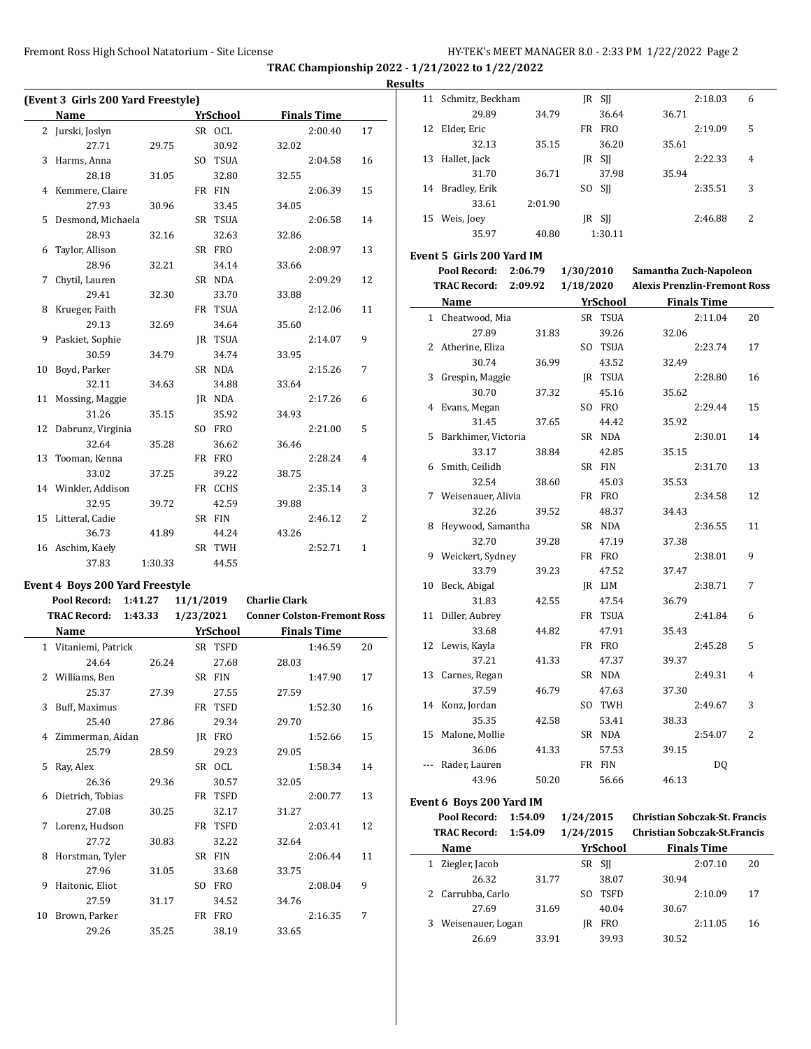## TRAC Championship 2022 - 1/21/2022 to 1/22/2022

### Results

#### (Event 3 Girls 200 Yard Freestyle)

| | Name | Yr | School | Finals Time | Points |
|---|---|---|---|---|---|
| 2 | Jurski, Joslyn | SR | OCL | 2:00.40 | 17 |
| | 27.71 / 29.75 / 30.92 / 32.02 | | | | |
| 3 | Harms, Anna | SO | TSUA | 2:04.58 | 16 |
| | 28.18 / 31.05 / 32.80 / 32.55 | | | | |
| 4 | Kemmere, Claire | FR | FIN | 2:06.39 | 15 |
| | 27.93 / 30.96 / 33.45 / 34.05 | | | | |
| 5 | Desmond, Michaela | SR | TSUA | 2:06.58 | 14 |
| | 28.93 / 32.16 / 32.63 / 32.86 | | | | |
| 6 | Taylor, Allison | SR | FRO | 2:08.97 | 13 |
| | 28.96 / 32.21 / 34.14 / 33.66 | | | | |
| 7 | Chytil, Lauren | SR | NDA | 2:09.29 | 12 |
| | 29.41 / 32.30 / 33.70 / 33.88 | | | | |
| 8 | Krueger, Faith | FR | TSUA | 2:12.06 | 11 |
| | 29.13 / 32.69 / 34.64 / 35.60 | | | | |
| 9 | Paskiet, Sophie | JR | TSUA | 2:14.07 | 9 |
| | 30.59 / 34.79 / 34.74 / 33.95 | | | | |
| 10 | Boyd, Parker | SR | NDA | 2:15.26 | 7 |
| | 32.11 / 34.63 / 34.88 / 33.64 | | | | |
| 11 | Mossing, Maggie | JR | NDA | 2:17.26 | 6 |
| | 31.26 / 35.15 / 35.92 / 34.93 | | | | |
| 12 | Dabrunz, Virginia | SO | FRO | 2:21.00 | 5 |
| | 32.64 / 35.28 / 36.62 / 36.46 | | | | |
| 13 | Tooman, Kenna | FR | FRO | 2:28.24 | 4 |
| | 33.02 / 37.25 / 39.22 / 38.75 | | | | |
| 14 | Winkler, Addison | FR | CCHS | 2:35.14 | 3 |
| | 32.95 / 39.72 / 42.59 / 39.88 | | | | |
| 15 | Litteral, Cadie | SR | FIN | 2:46.12 | 2 |
| | 36.73 / 41.89 / 44.24 / 43.26 | | | | |
| 16 | Aschim, Kaely | SR | TWH | 2:52.71 | 1 |
| | 37.83 / 1:30.33 / 44.55 | | | | |

#### Event 4 Boys 200 Yard Freestyle

Pool Record: 1:41.27 11/1/2019 Charlie Clark
TRAC Record: 1:43.33 1/23/2021 Conner Colston-Fremont Ross

| | Name | Yr | School | Finals Time | Points |
|---|---|---|---|---|---|
| 1 | Vitaniemi, Patrick | SR | TSFD | 1:46.59 | 20 |
| | 24.64 / 26.24 / 27.68 / 28.03 | | | | |
| 2 | Williams, Ben | SR | FIN | 1:47.90 | 17 |
| | 25.37 / 27.39 / 27.55 / 27.59 | | | | |
| 3 | Buff, Maximus | FR | TSFD | 1:52.30 | 16 |
| | 25.40 / 27.86 / 29.34 / 29.70 | | | | |
| 4 | Zimmerman, Aidan | JR | FRO | 1:52.66 | 15 |
| | 25.79 / 28.59 / 29.23 / 29.05 | | | | |
| 5 | Ray, Alex | SR | OCL | 1:58.34 | 14 |
| | 26.36 / 29.36 / 30.57 / 32.05 | | | | |
| 6 | Dietrich, Tobias | FR | TSFD | 2:00.77 | 13 |
| | 27.08 / 30.25 / 32.17 / 31.27 | | | | |
| 7 | Lorenz, Hudson | FR | TSFD | 2:03.41 | 12 |
| | 27.72 / 30.83 / 32.22 / 32.64 | | | | |
| 8 | Horstman, Tyler | SR | FIN | 2:06.44 | 11 |
| | 27.96 / 31.05 / 33.68 / 33.75 | | | | |
| 9 | Haitonic, Eliot | SO | FRO | 2:08.04 | 9 |
| | 27.59 / 31.17 / 34.52 / 34.76 | | | | |
| 10 | Brown, Parker | FR | FRO | 2:16.35 | 7 |
| | 29.26 / 35.25 / 38.19 / 33.65 | | | | |
| 11 | Schmitz, Beckham | JR | SJJ | 2:18.03 | 6 |
| | 29.89 / 34.79 / 36.64 / 36.71 | | | | |
| 12 | Elder, Eric | FR | FRO | 2:19.09 | 5 |
| | 32.13 / 35.15 / 36.20 / 35.61 | | | | |
| 13 | Hallet, Jack | JR | SJJ | 2:22.33 | 4 |
| | 31.70 / 36.71 / 37.98 / 35.94 | | | | |
| 14 | Bradley, Erik | SO | SJJ | 2:35.51 | 3 |
| | 33.61 / 2:01.90 | | | | |
| 15 | Weis, Joey | JR | SJJ | 2:46.88 | 2 |
| | 35.97 / 40.80 / 1:30.11 | | | | |

#### Event 5 Girls 200 Yard IM

Pool Record: 2:06.79 1/30/2010 Samantha Zuch-Napoleon
TRAC Record: 2:09.92 1/18/2020 Alexis Prenzlin-Fremont Ross

| | Name | Yr | School | Finals Time | Points |
|---|---|---|---|---|---|
| 1 | Cheatwood, Mia | SR | TSUA | 2:11.04 | 20 |
| | 27.89 / 31.83 / 39.26 / 32.06 | | | | |
| 2 | Atherine, Eliza | SO | TSUA | 2:23.74 | 17 |
| | 30.74 / 36.99 / 43.52 / 32.49 | | | | |
| 3 | Grespin, Maggie | JR | TSUA | 2:28.80 | 16 |
| | 30.70 / 37.32 / 45.16 / 35.62 | | | | |
| 4 | Evans, Megan | SO | FRO | 2:29.44 | 15 |
| | 31.45 / 37.65 / 44.42 / 35.92 | | | | |
| 5 | Barkhimer, Victoria | SR | NDA | 2:30.01 | 14 |
| | 33.17 / 38.84 / 42.85 / 35.15 | | | | |
| 6 | Smith, Ceilidh | SR | FIN | 2:31.70 | 13 |
| | 32.54 / 38.60 / 45.03 / 35.53 | | | | |
| 7 | Weisenauer, Alivia | FR | FRO | 2:34.58 | 12 |
| | 32.26 / 39.52 / 48.37 / 34.43 | | | | |
| 8 | Heywood, Samantha | SR | NDA | 2:36.55 | 11 |
| | 32.70 / 39.28 / 47.19 / 37.38 | | | | |
| 9 | Weickert, Sydney | FR | FRO | 2:38.01 | 9 |
| | 33.79 / 39.23 / 47.52 / 37.47 | | | | |
| 10 | Beck, Abigal | JR | LIM | 2:38.71 | 7 |
| | 31.83 / 42.55 / 47.54 / 36.79 | | | | |
| 11 | Diller, Aubrey | FR | TSUA | 2:41.84 | 6 |
| | 33.68 / 44.82 / 47.91 / 35.43 | | | | |
| 12 | Lewis, Kayla | FR | FRO | 2:45.28 | 5 |
| | 37.21 / 41.33 / 47.37 / 39.37 | | | | |
| 13 | Carnes, Regan | SR | NDA | 2:49.31 | 4 |
| | 37.59 / 46.79 / 47.63 / 37.30 | | | | |
| 14 | Konz, Jordan | SO | TWH | 2:49.67 | 3 |
| | 35.35 / 42.58 / 53.41 / 38.33 | | | | |
| 15 | Malone, Mollie | SR | NDA | 2:54.07 | 2 |
| | 36.06 / 41.33 / 57.53 / 39.15 | | | | |
| --- | Rader, Lauren | FR | FIN | DQ | |
| | 43.96 / 50.20 / 56.66 / 46.13 | | | | |

#### Event 6 Boys 200 Yard IM

Pool Record: 1:54.09 1/24/2015 Christian Sobczak-St. Francis
TRAC Record: 1:54.09 1/24/2015 Christian Sobczak-St.Francis

| | Name | Yr | School | Finals Time | Points |
|---|---|---|---|---|---|
| 1 | Ziegler, Jacob | SR | SJJ | 2:07.10 | 20 |
| | 26.32 / 31.77 / 38.07 / 30.94 | | | | |
| 2 | Carrubba, Carlo | SO | TSFD | 2:10.09 | 17 |
| | 27.69 / 31.69 / 40.04 / 30.67 | | | | |
| 3 | Weisenauer, Logan | JR | FRO | 2:11.05 | 16 |
| | 26.69 / 33.91 / 39.93 / 30.52 | | | | |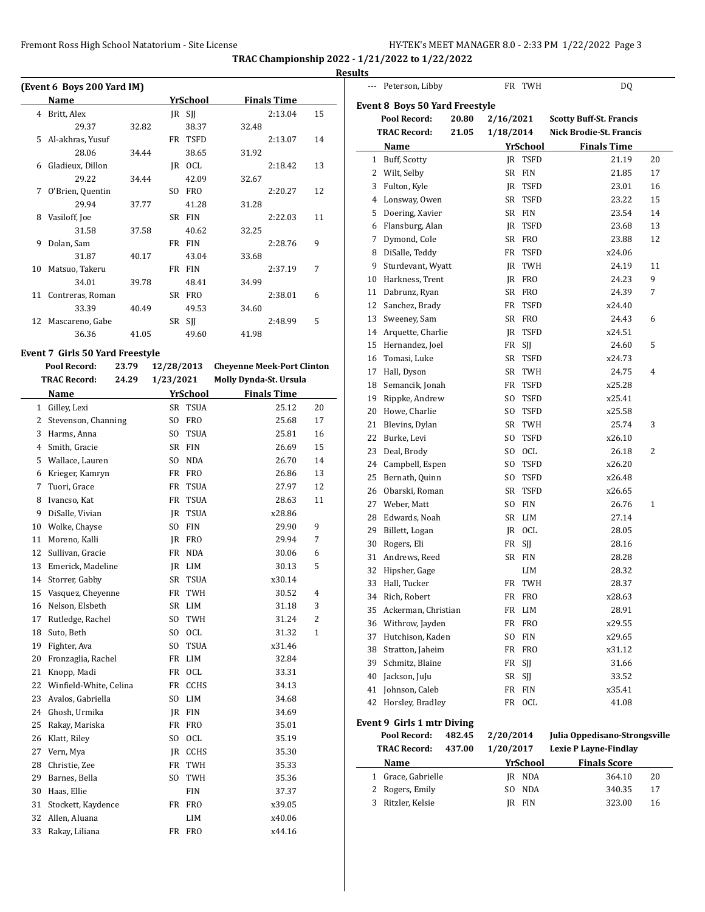TRAC Championship 2022 - 1/21/2022 to 1/22/2022

Results

### (Event 6 Boys 200 Yard IM)

| | Name | Yr | School | Finals Time | Points |
|---|---|---|---|---|---|
| 4 | Britt, Alex | JR | SJJ | 2:13.04 | 15 |
| | 29.37 | 32.82 | 38.37 | 32.48 | |
| 5 | Al-akhras, Yusuf | FR | TSFD | 2:13.07 | 14 |
| | 28.06 | 34.44 | 38.65 | 31.92 | |
| 6 | Gladieux, Dillon | JR | OCL | 2:18.42 | 13 |
| | 29.22 | 34.44 | 42.09 | 32.67 | |
| 7 | O'Brien, Quentin | SO | FRO | 2:20.27 | 12 |
| | 29.94 | 37.77 | 41.28 | 31.28 | |
| 8 | Vasiloff, Joe | SR | FIN | 2:22.03 | 11 |
| | 31.58 | 37.58 | 40.62 | 32.25 | |
| 9 | Dolan, Sam | FR | FIN | 2:28.76 | 9 |
| | 31.87 | 40.17 | 43.04 | 33.68 | |
| 10 | Matsuo, Takeru | FR | FIN | 2:37.19 | 7 |
| | 34.01 | 39.78 | 48.41 | 34.99 | |
| 11 | Contreras, Roman | SR | FRO | 2:38.01 | 6 |
| | 33.39 | 40.49 | 49.53 | 34.60 | |
| 12 | Mascareno, Gabe | SR | SJJ | 2:48.99 | 5 |
| | 36.36 | 41.05 | 49.60 | 41.98 | |

### Event 7 Girls 50 Yard Freestyle

**Pool Record:** 23.79 12/28/2013 Cheyenne Meek-Port Clinton
**TRAC Record:** 24.29 1/23/2021 Molly Dynda-St. Ursula

| | Name | Yr | School | Finals Time | Points |
|---|---|---|---|---|---|
| 1 | Gilley, Lexi | SR | TSUA | 25.12 | 20 |
| 2 | Stevenson, Channing | SO | FRO | 25.68 | 17 |
| 3 | Harms, Anna | SO | TSUA | 25.81 | 16 |
| 4 | Smith, Gracie | SR | FIN | 26.69 | 15 |
| 5 | Wallace, Lauren | SO | NDA | 26.70 | 14 |
| 6 | Krieger, Kamryn | FR | FRO | 26.86 | 13 |
| 7 | Tuori, Grace | FR | TSUA | 27.97 | 12 |
| 8 | Ivancso, Kat | FR | TSUA | 28.63 | 11 |
| 9 | DiSalle, Vivian | JR | TSUA | x28.86 | |
| 10 | Wolke, Chayse | SO | FIN | 29.90 | 9 |
| 11 | Moreno, Kalli | JR | FRO | 29.94 | 7 |
| 12 | Sullivan, Gracie | FR | NDA | 30.06 | 6 |
| 13 | Emerick, Madeline | JR | LIM | 30.13 | 5 |
| 14 | Storrer, Gabby | SR | TSUA | x30.14 | |
| 15 | Vasquez, Cheyenne | FR | TWH | 30.52 | 4 |
| 16 | Nelson, Elsbeth | SR | LIM | 31.18 | 3 |
| 17 | Rutledge, Rachel | SO | TWH | 31.24 | 2 |
| 18 | Suto, Beth | SO | OCL | 31.32 | 1 |
| 19 | Fighter, Ava | SO | TSUA | x31.46 | |
| 20 | Fronzaglia, Rachel | FR | LIM | 32.84 | |
| 21 | Knopp, Madi | FR | OCL | 33.31 | |
| 22 | Winfield-White, Celina | FR | CCHS | 34.13 | |
| 23 | Avalos, Gabriella | SO | LIM | 34.68 | |
| 24 | Ghosh, Urmika | JR | FIN | 34.69 | |
| 25 | Rakay, Mariska | FR | FRO | 35.01 | |
| 26 | Klatt, Riley | SO | OCL | 35.19 | |
| 27 | Vern, Mya | JR | CCHS | 35.30 | |
| 28 | Christie, Zee | FR | TWH | 35.33 | |
| 29 | Barnes, Bella | SO | TWH | 35.36 | |
| 30 | Haas, Ellie | | FIN | 37.37 | |
| 31 | Stockett, Kaydence | FR | FRO | x39.05 | |
| 32 | Allen, Aluana | | LIM | x40.06 | |
| 33 | Rakay, Liliana | FR | FRO | x44.16 | |
| --- | Peterson, Libby | FR | TWH | DQ | |

### Event 8 Boys 50 Yard Freestyle

**Pool Record:** 20.80 2/16/2021 Scotty Buff-St. Francis
**TRAC Record:** 21.05 1/18/2014 Nick Brodie-St. Francis

| | Name | Yr | School | Finals Time | Points |
|---|---|---|---|---|---|
| 1 | Buff, Scotty | JR | TSFD | 21.19 | 20 |
| 2 | Wilt, Selby | SR | FIN | 21.85 | 17 |
| 3 | Fulton, Kyle | JR | TSFD | 23.01 | 16 |
| 4 | Lonsway, Owen | SR | TSFD | 23.22 | 15 |
| 5 | Doering, Xavier | SR | FIN | 23.54 | 14 |
| 6 | Flansburg, Alan | JR | TSFD | 23.68 | 13 |
| 7 | Dymond, Cole | SR | FRO | 23.88 | 12 |
| 8 | DiSalle, Teddy | FR | TSFD | x24.06 | |
| 9 | Sturdevant, Wyatt | JR | TWH | 24.19 | 11 |
| 10 | Harkness, Trent | JR | FRO | 24.23 | 9 |
| 11 | Dabrunz, Ryan | SR | FRO | 24.39 | 7 |
| 12 | Sanchez, Brady | FR | TSFD | x24.40 | |
| 13 | Sweeney, Sam | SR | FRO | 24.43 | 6 |
| 14 | Arquette, Charlie | JR | TSFD | x24.51 | |
| 15 | Hernandez, Joel | FR | SJJ | 24.60 | 5 |
| 16 | Tomasi, Luke | SR | TSFD | x24.73 | |
| 17 | Hall, Dyson | SR | TWH | 24.75 | 4 |
| 18 | Semancik, Jonah | FR | TSFD | x25.28 | |
| 19 | Rippke, Andrew | SO | TSFD | x25.41 | |
| 20 | Howe, Charlie | SO | TSFD | x25.58 | |
| 21 | Blevins, Dylan | SR | TWH | 25.74 | 3 |
| 22 | Burke, Levi | SO | TSFD | x26.10 | |
| 23 | Deal, Brody | SO | OCL | 26.18 | 2 |
| 24 | Campbell, Espen | SO | TSFD | x26.20 | |
| 25 | Bernath, Quinn | SO | TSFD | x26.48 | |
| 26 | Obarski, Roman | SR | TSFD | x26.65 | |
| 27 | Weber, Matt | SO | FIN | 26.76 | 1 |
| 28 | Edwards, Noah | SR | LIM | 27.14 | |
| 29 | Billett, Logan | JR | OCL | 28.05 | |
| 30 | Rogers, Eli | FR | SJJ | 28.16 | |
| 31 | Andrews, Reed | SR | FIN | 28.28 | |
| 32 | Hipsher, Gage | | LIM | 28.32 | |
| 33 | Hall, Tucker | FR | TWH | 28.37 | |
| 34 | Rich, Robert | FR | FRO | x28.63 | |
| 35 | Ackerman, Christian | FR | LIM | 28.91 | |
| 36 | Withrow, Jayden | FR | FRO | x29.55 | |
| 37 | Hutchison, Kaden | SO | FIN | x29.65 | |
| 38 | Stratton, Jaheim | FR | FRO | x31.12 | |
| 39 | Schmitz, Blaine | FR | SJJ | 31.66 | |
| 40 | Jackson, JuJu | SR | SJJ | 33.52 | |
| 41 | Johnson, Caleb | FR | FIN | x35.41 | |
| 42 | Horsley, Bradley | FR | OCL | 41.08 | |

### Event 9 Girls 1 mtr Diving

**Pool Record:** 482.45 2/20/2014 Julia Oppedisano-Strongsville
**TRAC Record:** 437.00 1/20/2017 Lexie P Layne-Findlay

| | Name | Yr | School | Finals Score | Points |
|---|---|---|---|---|---|
| 1 | Grace, Gabrielle | JR | NDA | 364.10 | 20 |
| 2 | Rogers, Emily | SO | NDA | 340.35 | 17 |
| 3 | Ritzler, Kelsie | JR | FIN | 323.00 | 16 |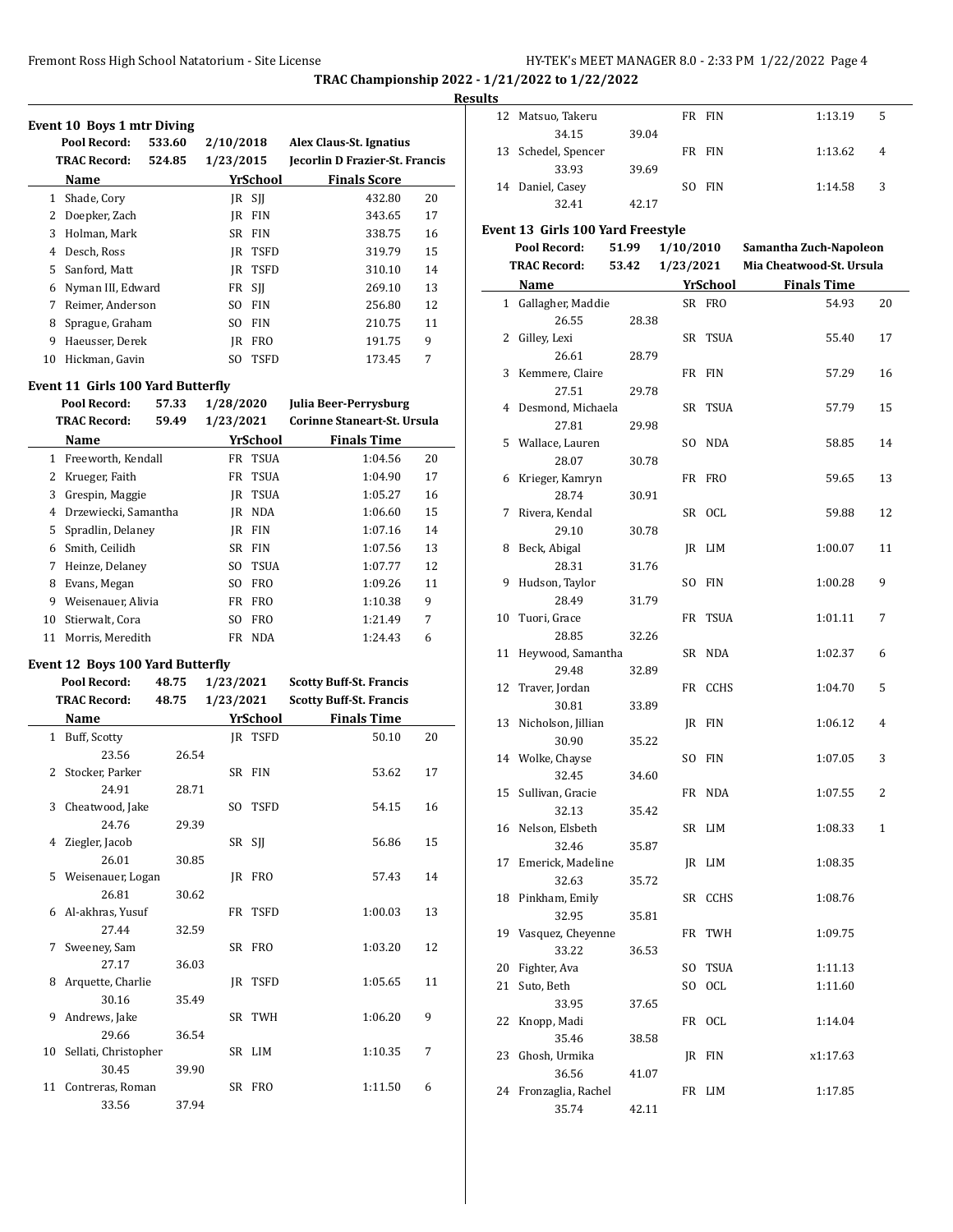**TRAC Championship 2022 - 1/21/2022 to 1/22/2022**

**Results**

### Event 10 Boys 1 mtr Diving

| | | | |
|---|---|---|---|
| Pool Record: | 533.60 | 2/10/2018 | Alex Claus-St. Ignatius |
| TRAC Record: | 524.85 | 1/23/2015 | Jecorlin D Frazier-St. Francis |

| | Name | Yr | School | Finals Score | |
|---|---|---|---|---|---|
| 1 | Shade, Cory | JR | SJJ | 432.80 | 20 |
| 2 | Doepker, Zach | JR | FIN | 343.65 | 17 |
| 3 | Holman, Mark | SR | FIN | 338.75 | 16 |
| 4 | Desch, Ross | JR | TSFD | 319.79 | 15 |
| 5 | Sanford, Matt | JR | TSFD | 310.10 | 14 |
| 6 | Nyman III, Edward | FR | SJJ | 269.10 | 13 |
| 7 | Reimer, Anderson | SO | FIN | 256.80 | 12 |
| 8 | Sprague, Graham | SO | FIN | 210.75 | 11 |
| 9 | Haeusser, Derek | JR | FRO | 191.75 | 9 |
| 10 | Hickman, Gavin | SO | TSFD | 173.45 | 7 |

### Event 11 Girls 100 Yard Butterfly

| | | | |
|---|---|---|---|
| Pool Record: | 57.33 | 1/28/2020 | Julia Beer-Perrysburg |
| TRAC Record: | 59.49 | 1/23/2021 | Corinne Staneart-St. Ursula |

| | Name | Yr | School | Finals Time | |
|---|---|---|---|---|---|
| 1 | Freeworth, Kendall | FR | TSUA | 1:04.56 | 20 |
| 2 | Krueger, Faith | FR | TSUA | 1:04.90 | 17 |
| 3 | Grespin, Maggie | JR | TSUA | 1:05.27 | 16 |
| 4 | Drzewiecki, Samantha | JR | NDA | 1:06.60 | 15 |
| 5 | Spradlin, Delaney | JR | FIN | 1:07.16 | 14 |
| 6 | Smith, Ceilidh | SR | FIN | 1:07.56 | 13 |
| 7 | Heinze, Delaney | SO | TSUA | 1:07.77 | 12 |
| 8 | Evans, Megan | SO | FRO | 1:09.26 | 11 |
| 9 | Weisenauer, Alivia | FR | FRO | 1:10.38 | 9 |
| 10 | Stierwalt, Cora | SO | FRO | 1:21.49 | 7 |
| 11 | Morris, Meredith | FR | NDA | 1:24.43 | 6 |

### Event 12 Boys 100 Yard Butterfly

| | | | |
|---|---|---|---|
| Pool Record: | 48.75 | 1/23/2021 | Scotty Buff-St. Francis |
| TRAC Record: | 48.75 | 1/23/2021 | Scotty Buff-St. Francis |

| | Name | Yr | School | Finals Time | |
|---|---|---|---|---|---|
| 1 | Buff, Scotty | JR | TSFD | 50.10 | 20 |
| | 23.56 | 26.54 | | | |
| 2 | Stocker, Parker | SR | FIN | 53.62 | 17 |
| | 24.91 | 28.71 | | | |
| 3 | Cheatwood, Jake | SO | TSFD | 54.15 | 16 |
| | 24.76 | 29.39 | | | |
| 4 | Ziegler, Jacob | SR | SJJ | 56.86 | 15 |
| | 26.01 | 30.85 | | | |
| 5 | Weisenauer, Logan | JR | FRO | 57.43 | 14 |
| | 26.81 | 30.62 | | | |
| 6 | Al-akhras, Yusuf | FR | TSFD | 1:00.03 | 13 |
| | 27.44 | 32.59 | | | |
| 7 | Sweeney, Sam | SR | FRO | 1:03.20 | 12 |
| | 27.17 | 36.03 | | | |
| 8 | Arquette, Charlie | JR | TSFD | 1:05.65 | 11 |
| | 30.16 | 35.49 | | | |
| 9 | Andrews, Jake | SR | TWH | 1:06.20 | 9 |
| | 29.66 | 36.54 | | | |
| 10 | Sellati, Christopher | SR | LIM | 1:10.35 | 7 |
| | 30.45 | 39.90 | | | |
| 11 | Contreras, Roman | SR | FRO | 1:11.50 | 6 |
| | 33.56 | 37.94 | | | |
| 12 | Matsuo, Takeru | FR | FIN | 1:13.19 | 5 |
| | 34.15 | 39.04 | | | |
| 13 | Schedel, Spencer | FR | FIN | 1:13.62 | 4 |
| | 33.93 | 39.69 | | | |
| 14 | Daniel, Casey | SO | FIN | 1:14.58 | 3 |
| | 32.41 | 42.17 | | | |

### Event 13 Girls 100 Yard Freestyle

| | | | |
|---|---|---|---|
| Pool Record: | 51.99 | 1/10/2010 | Samantha Zuch-Napoleon |
| TRAC Record: | 53.42 | 1/23/2021 | Mia Cheatwood-St. Ursula |

| | Name | Yr | School | Finals Time | |
|---|---|---|---|---|---|
| 1 | Gallagher, Maddie | SR | FRO | 54.93 | 20 |
| | 26.55 | 28.38 | | | |
| 2 | Gilley, Lexi | SR | TSUA | 55.40 | 17 |
| | 26.61 | 28.79 | | | |
| 3 | Kemmere, Claire | FR | FIN | 57.29 | 16 |
| | 27.51 | 29.78 | | | |
| 4 | Desmond, Michaela | SR | TSUA | 57.79 | 15 |
| | 27.81 | 29.98 | | | |
| 5 | Wallace, Lauren | SO | NDA | 58.85 | 14 |
| | 28.07 | 30.78 | | | |
| 6 | Krieger, Kamryn | FR | FRO | 59.65 | 13 |
| | 28.74 | 30.91 | | | |
| 7 | Rivera, Kendal | SR | OCL | 59.88 | 12 |
| | 29.10 | 30.78 | | | |
| 8 | Beck, Abigal | JR | LIM | 1:00.07 | 11 |
| | 28.31 | 31.76 | | | |
| 9 | Hudson, Taylor | SO | FIN | 1:00.28 | 9 |
| | 28.49 | 31.79 | | | |
| 10 | Tuori, Grace | FR | TSUA | 1:01.11 | 7 |
| | 28.85 | 32.26 | | | |
| 11 | Heywood, Samantha | SR | NDA | 1:02.37 | 6 |
| | 29.48 | 32.89 | | | |
| 12 | Traver, Jordan | FR | CCHS | 1:04.70 | 5 |
| | 30.81 | 33.89 | | | |
| 13 | Nicholson, Jillian | JR | FIN | 1:06.12 | 4 |
| | 30.90 | 35.22 | | | |
| 14 | Wolke, Chayse | SO | FIN | 1:07.05 | 3 |
| | 32.45 | 34.60 | | | |
| 15 | Sullivan, Gracie | FR | NDA | 1:07.55 | 2 |
| | 32.13 | 35.42 | | | |
| 16 | Nelson, Elsbeth | SR | LIM | 1:08.33 | 1 |
| | 32.46 | 35.87 | | | |
| 17 | Emerick, Madeline | JR | LIM | 1:08.35 | |
| | 32.63 | 35.72 | | | |
| 18 | Pinkham, Emily | SR | CCHS | 1:08.76 | |
| | 32.95 | 35.81 | | | |
| 19 | Vasquez, Cheyenne | FR | TWH | 1:09.75 | |
| | 33.22 | 36.53 | | | |
| 20 | Fighter, Ava | SO | TSUA | 1:11.13 | |
| 21 | Suto, Beth | SO | OCL | 1:11.60 | |
| | 33.95 | 37.65 | | | |
| 22 | Knopp, Madi | FR | OCL | 1:14.04 | |
| | 35.46 | 38.58 | | | |
| 23 | Ghosh, Urmika | JR | FIN | x1:17.63 | |
| | 36.56 | 41.07 | | | |
| 24 | Fronzaglia, Rachel | FR | LIM | 1:17.85 | |
| | 35.74 | 42.11 | | | |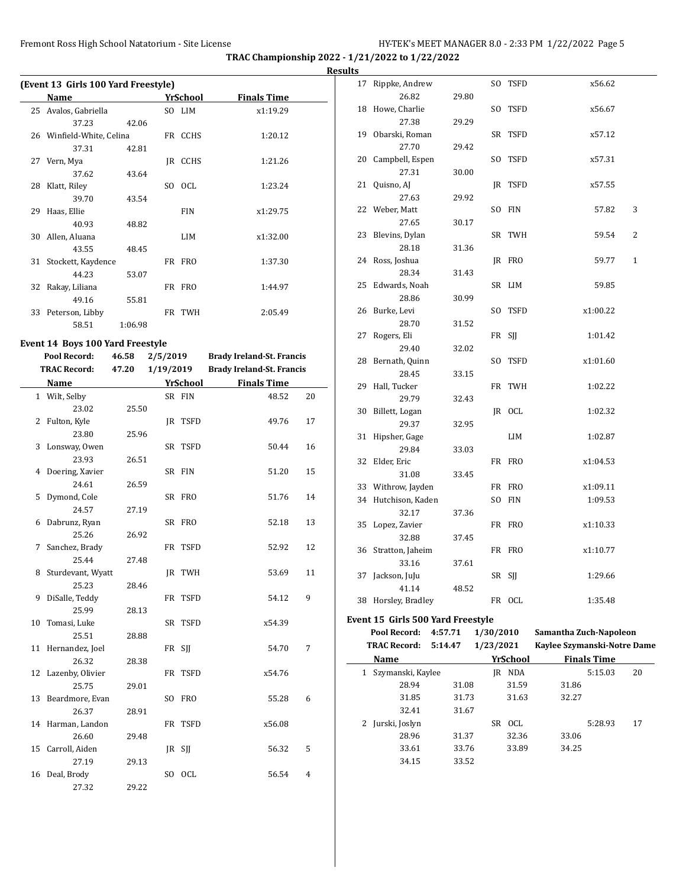## Results

**TRAC Championship 2022 - 1/21/2022 to 1/22/2022**

### (Event 13 Girls 100 Yard Freestyle)

| | Name | Yr | School | Finals Time | Points | Split 1 | Split 2 |
|---|---|---|---|---|---|---|---|
| 25 | Avalos, Gabriella | SO | LIM | x1:19.29 | | 37.23 | 42.06 |
| 26 | Winfield-White, Celina | FR | CCHS | 1:20.12 | | 37.31 | 42.81 |
| 27 | Vern, Mya | JR | CCHS | 1:21.26 | | 37.62 | 43.64 |
| 28 | Klatt, Riley | SO | OCL | 1:23.24 | | 39.70 | 43.54 |
| 29 | Haas, Ellie | | FIN | x1:29.75 | | 40.93 | 48.82 |
| 30 | Allen, Aluana | | LIM | x1:32.00 | | 43.55 | 48.45 |
| 31 | Stockett, Kaydence | FR | FRO | 1:37.30 | | 44.23 | 53.07 |
| 32 | Rakay, Liliana | FR | FRO | 1:44.97 | | 49.16 | 55.81 |
| 33 | Peterson, Libby | FR | TWH | 2:05.49 | | 58.51 | 1:06.98 |

### Event 14 Boys 100 Yard Freestyle

**Pool Record:** 46.58 2/5/2019 Brady Ireland-St. Francis
**TRAC Record:** 47.20 1/19/2019 Brady Ireland-St. Francis

| | Name | Yr | School | Finals Time | Points | Split 1 | Split 2 |
|---|---|---|---|---|---|---|---|
| 1 | Wilt, Selby | SR | FIN | 48.52 | 20 | 23.02 | 25.50 |
| 2 | Fulton, Kyle | JR | TSFD | 49.76 | 17 | 23.80 | 25.96 |
| 3 | Lonsway, Owen | SR | TSFD | 50.44 | 16 | 23.93 | 26.51 |
| 4 | Doering, Xavier | SR | FIN | 51.20 | 15 | 24.61 | 26.59 |
| 5 | Dymond, Cole | SR | FRO | 51.76 | 14 | 24.57 | 27.19 |
| 6 | Dabrunz, Ryan | SR | FRO | 52.18 | 13 | 25.26 | 26.92 |
| 7 | Sanchez, Brady | FR | TSFD | 52.92 | 12 | 25.44 | 27.48 |
| 8 | Sturdevant, Wyatt | JR | TWH | 53.69 | 11 | 25.23 | 28.46 |
| 9 | DiSalle, Teddy | FR | TSFD | 54.12 | 9 | 25.99 | 28.13 |
| 10 | Tomasi, Luke | SR | TSFD | x54.39 | | 25.51 | 28.88 |
| 11 | Hernandez, Joel | FR | SJJ | 54.70 | 7 | 26.32 | 28.38 |
| 12 | Lazenby, Olivier | FR | TSFD | x54.76 | | 25.75 | 29.01 |
| 13 | Beardmore, Evan | SO | FRO | 55.28 | 6 | 26.37 | 28.91 |
| 14 | Harman, Landon | FR | TSFD | x56.08 | | 26.60 | 29.48 |
| 15 | Carroll, Aiden | JR | SJJ | 56.32 | 5 | 27.19 | 29.13 |
| 16 | Deal, Brody | SO | OCL | 56.54 | 4 | 27.32 | 29.22 |
| 17 | Rippke, Andrew | SO | TSFD | x56.62 | | 26.82 | 29.80 |
| 18 | Howe, Charlie | SO | TSFD | x56.67 | | 27.38 | 29.29 |
| 19 | Obarski, Roman | SR | TSFD | x57.12 | | 27.70 | 29.42 |
| 20 | Campbell, Espen | SO | TSFD | x57.31 | | 27.31 | 30.00 |
| 21 | Quisno, AJ | JR | TSFD | x57.55 | | 27.63 | 29.92 |
| 22 | Weber, Matt | SO | FIN | 57.82 | 3 | 27.65 | 30.17 |
| 23 | Blevins, Dylan | SR | TWH | 59.54 | 2 | 28.18 | 31.36 |
| 24 | Ross, Joshua | JR | FRO | 59.77 | 1 | 28.34 | 31.43 |
| 25 | Edwards, Noah | SR | LIM | 59.85 | | 28.86 | 30.99 |
| 26 | Burke, Levi | SO | TSFD | x1:00.22 | | 28.70 | 31.52 |
| 27 | Rogers, Eli | FR | SJJ | 1:01.42 | | 29.40 | 32.02 |
| 28 | Bernath, Quinn | SO | TSFD | x1:01.60 | | 28.45 | 33.15 |
| 29 | Hall, Tucker | FR | TWH | 1:02.22 | | 29.79 | 32.43 |
| 30 | Billett, Logan | JR | OCL | 1:02.32 | | 29.37 | 32.95 |
| 31 | Hipsher, Gage | | LIM | 1:02.87 | | 29.84 | 33.03 |
| 32 | Elder, Eric | FR | FRO | x1:04.53 | | 31.08 | 33.45 |
| 33 | Withrow, Jayden | FR | FRO | x1:09.11 | | | |
| 34 | Hutchison, Kaden | SO | FIN | 1:09.53 | | 32.17 | 37.36 |
| 35 | Lopez, Zavier | FR | FRO | x1:10.33 | | 32.88 | 37.45 |
| 36 | Stratton, Jaheim | FR | FRO | x1:10.77 | | 33.16 | 37.61 |
| 37 | Jackson, JuJu | SR | SJJ | 1:29.66 | | 41.14 | 48.52 |
| 38 | Horsley, Bradley | FR | OCL | 1:35.48 | | | |

### Event 15 Girls 500 Yard Freestyle

**Pool Record:** 4:57.71 1/30/2010 Samantha Zuch-Napoleon
**TRAC Record:** 5:14.47 1/23/2021 Kaylee Szymanski-Notre Dame

| | Name | Yr | School | Finals Time | Points |
|---|---|---|---|---|---|
| 1 | Szymanski, Kaylee | JR | NDA | 5:15.03 | 20 |
| | 28.94 / 31.08 / 31.59 / 31.86 / 31.85 / 31.73 / 31.63 / 32.27 / 32.41 / 31.67 | | | | |
| 2 | Jurski, Joslyn | SR | OCL | 5:28.93 | 17 |
| | 28.96 / 31.37 / 32.36 / 33.06 / 33.61 / 33.76 / 33.89 / 34.25 / 34.15 / 33.52 | | | | |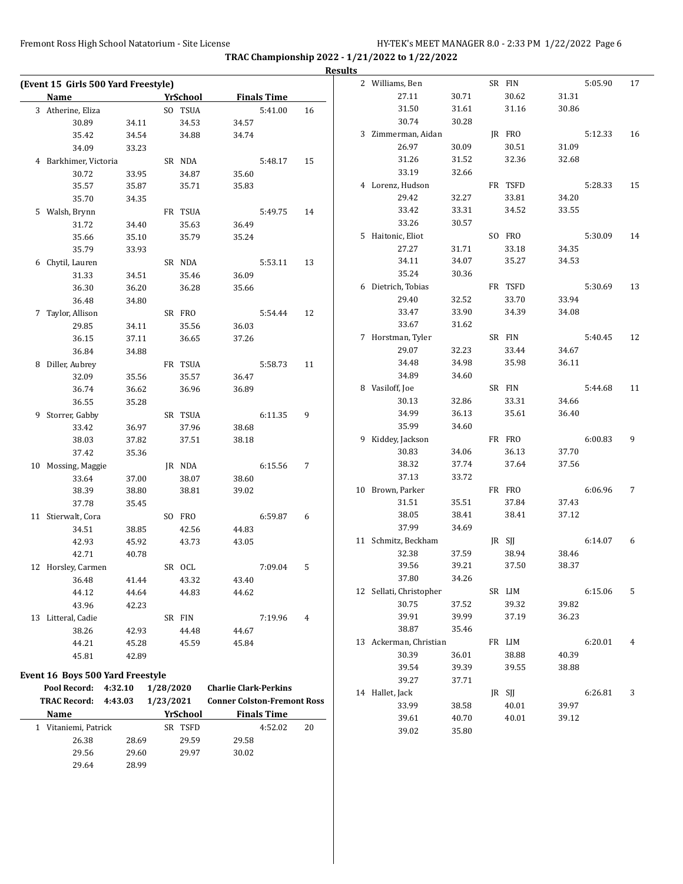## TRAC Championship 2022 - 1/21/2022 to 1/22/2022

### Results

#### (Event 15 Girls 500 Yard Freestyle)

| | Name | Yr | School | Finals Time | Points |
|---|---|---|---|---|---|
| 3 | Atherine, Eliza | SO | TSUA | 5:41.00 | 16 |
| | 30.89 34.11 34.53 34.57 35.42 34.54 34.88 34.74 34.09 33.23 | | | | |
| 4 | Barkhimer, Victoria | SR | NDA | 5:48.17 | 15 |
| | 30.72 33.95 34.87 35.60 35.57 35.87 35.71 35.83 35.70 34.35 | | | | |
| 5 | Walsh, Brynn | FR | TSUA | 5:49.75 | 14 |
| | 31.72 34.40 35.63 36.49 35.66 35.10 35.79 35.24 35.79 33.93 | | | | |
| 6 | Chytil, Lauren | SR | NDA | 5:53.11 | 13 |
| | 31.33 34.51 35.46 36.09 36.30 36.20 36.28 35.66 36.48 34.80 | | | | |
| 7 | Taylor, Allison | SR | FRO | 5:54.44 | 12 |
| | 29.85 34.11 35.56 36.03 36.15 37.11 36.65 37.26 36.84 34.88 | | | | |
| 8 | Diller, Aubrey | FR | TSUA | 5:58.73 | 11 |
| | 32.09 35.56 35.57 36.47 36.74 36.62 36.96 36.89 36.55 35.28 | | | | |
| 9 | Storrer, Gabby | SR | TSUA | 6:11.35 | 9 |
| | 33.42 36.97 37.96 38.68 38.03 37.82 37.51 38.18 37.42 35.36 | | | | |
| 10 | Mossing, Maggie | JR | NDA | 6:15.56 | 7 |
| | 33.64 37.00 38.07 38.60 38.39 38.80 38.81 39.02 37.78 35.45 | | | | |
| 11 | Stierwalt, Cora | SO | FRO | 6:59.87 | 6 |
| | 34.51 38.85 42.56 44.83 42.93 45.92 43.73 43.05 42.71 40.78 | | | | |
| 12 | Horsley, Carmen | SR | OCL | 7:09.04 | 5 |
| | 36.48 41.44 43.32 43.40 44.12 44.64 44.83 44.62 43.96 42.23 | | | | |
| 13 | Litteral, Cadie | SR | FIN | 7:19.96 | 4 |
| | 38.26 42.93 44.48 44.67 44.21 45.28 45.59 45.84 45.81 42.89 | | | | |

#### Event 16 Boys 500 Yard Freestyle

Pool Record: 4:32.10 1/28/2020 Charlie Clark-Perkins
TRAC Record: 4:43.03 1/23/2021 Conner Colston-Fremont Ross

| | Name | Yr | School | Finals Time | Points |
|---|---|---|---|---|---|
| 1 | Vitaniemi, Patrick | SR | TSFD | 4:52.02 | 20 |
| | 26.38 28.69 29.59 29.58 29.56 29.60 29.97 30.02 29.64 28.99 | | | | |
| 2 | Williams, Ben | SR | FIN | 5:05.90 | 17 |
| | 27.11 30.71 30.62 31.31 31.50 31.61 31.16 30.86 30.74 30.28 | | | | |
| 3 | Zimmerman, Aidan | JR | FRO | 5:12.33 | 16 |
| | 26.97 30.09 30.51 31.09 31.26 31.52 32.36 32.68 33.19 32.66 | | | | |
| 4 | Lorenz, Hudson | FR | TSFD | 5:28.33 | 15 |
| | 29.42 32.27 33.81 34.20 33.42 33.31 34.52 33.55 33.26 30.57 | | | | |
| 5 | Haitonic, Eliot | SO | FRO | 5:30.09 | 14 |
| | 27.27 31.71 33.18 34.35 34.11 34.07 35.27 34.53 35.24 30.36 | | | | |
| 6 | Dietrich, Tobias | FR | TSFD | 5:30.69 | 13 |
| | 29.40 32.52 33.70 33.94 33.47 33.90 34.39 34.08 33.67 31.62 | | | | |
| 7 | Horstman, Tyler | SR | FIN | 5:40.45 | 12 |
| | 29.07 32.23 33.44 34.67 34.48 34.98 35.98 36.11 34.89 34.60 | | | | |
| 8 | Vasiloff, Joe | SR | FIN | 5:44.68 | 11 |
| | 30.13 32.86 33.31 34.66 34.99 36.13 35.61 36.40 35.99 34.60 | | | | |
| 9 | Kiddey, Jackson | FR | FRO | 6:00.83 | 9 |
| | 30.83 34.06 36.13 37.70 38.32 37.74 37.64 37.56 37.13 33.72 | | | | |
| 10 | Brown, Parker | FR | FRO | 6:06.96 | 7 |
| | 31.51 35.51 37.84 37.43 38.05 38.41 38.41 37.12 37.99 34.69 | | | | |
| 11 | Schmitz, Beckham | JR | SJJ | 6:14.07 | 6 |
| | 32.38 37.59 38.94 38.46 39.56 39.21 37.50 38.37 37.80 34.26 | | | | |
| 12 | Sellati, Christopher | SR | LIM | 6:15.06 | 5 |
| | 30.75 37.52 39.32 39.82 39.91 39.99 37.19 36.23 38.87 35.46 | | | | |
| 13 | Ackerman, Christian | FR | LIM | 6:20.01 | 4 |
| | 30.39 36.01 38.88 40.39 39.54 39.39 39.55 38.88 39.27 37.71 | | | | |
| 14 | Hallet, Jack | JR | SJJ | 6:26.81 | 3 |
| | 33.99 38.58 40.01 39.97 39.61 40.70 40.01 39.12 39.02 35.80 | | | | |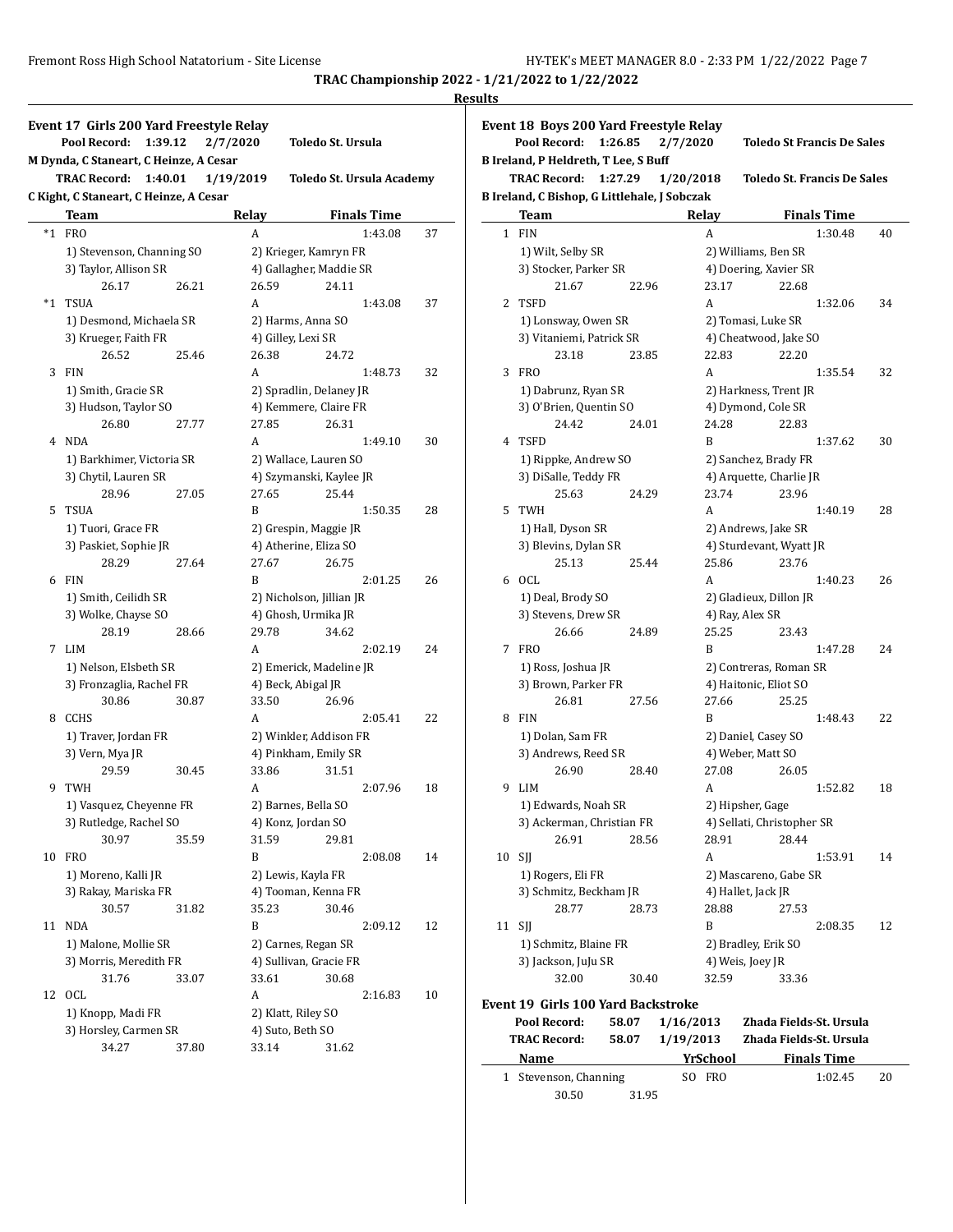## TRAC Championship 2022 - 1/21/2022 to 1/22/2022

### Results

### Event 17 Girls 200 Yard Freestyle Relay

Pool Record: 1:39.12 2/7/2020 Toledo St. Ursula
M Dynda, C Staneart, C Heinze, A Cesar

TRAC Record: 1:40.01 1/19/2019 Toledo St. Ursula Academy
C Kight, C Staneart, C Heinze, A Cesar

| Place | Team | Relay | Finals Time | Points |
|---|---|---|---|---|
| *1 | FRO | A | 1:43.08 | 37 |
| | 1) Stevenson, Channing SO; 2) Krieger, Kamryn FR; 3) Taylor, Allison SR; 4) Gallagher, Maddie SR | | | |
| | 26.17 26.21 26.59 24.11 | | | |
| *1 | TSUA | A | 1:43.08 | 37 |
| | 1) Desmond, Michaela SR; 2) Harms, Anna SO; 3) Krueger, Faith FR; 4) Gilley, Lexi SR | | | |
| | 26.52 25.46 26.38 24.72 | | | |
| 3 | FIN | A | 1:48.73 | 32 |
| | 1) Smith, Gracie SR; 2) Spradlin, Delaney JR; 3) Hudson, Taylor SO; 4) Kemmere, Claire FR | | | |
| | 26.80 27.77 27.85 26.31 | | | |
| 4 | NDA | A | 1:49.10 | 30 |
| | 1) Barkhimer, Victoria SR; 2) Wallace, Lauren SO; 3) Chytil, Lauren SR; 4) Szymanski, Kaylee JR | | | |
| | 28.96 27.05 27.65 25.44 | | | |
| 5 | TSUA | B | 1:50.35 | 28 |
| | 1) Tuori, Grace FR; 2) Grespin, Maggie JR; 3) Paskiet, Sophie JR; 4) Atherine, Eliza SO | | | |
| | 28.29 27.64 27.67 26.75 | | | |
| 6 | FIN | B | 2:01.25 | 26 |
| | 1) Smith, Ceilidh SR; 2) Nicholson, Jillian JR; 3) Wolke, Chayse SO; 4) Ghosh, Urmika JR | | | |
| | 28.19 28.66 29.78 34.62 | | | |
| 7 | LIM | A | 2:02.19 | 24 |
| | 1) Nelson, Elsbeth SR; 2) Emerick, Madeline JR; 3) Fronzaglia, Rachel FR; 4) Beck, Abigal JR | | | |
| | 30.86 30.87 33.50 26.96 | | | |
| 8 | CCHS | A | 2:05.41 | 22 |
| | 1) Traver, Jordan FR; 2) Winkler, Addison FR; 3) Vern, Mya JR; 4) Pinkham, Emily SR | | | |
| | 29.59 30.45 33.86 31.51 | | | |
| 9 | TWH | A | 2:07.96 | 18 |
| | 1) Vasquez, Cheyenne FR; 2) Barnes, Bella SO; 3) Rutledge, Rachel SO; 4) Konz, Jordan SO | | | |
| | 30.97 35.59 31.59 29.81 | | | |
| 10 | FRO | B | 2:08.08 | 14 |
| | 1) Moreno, Kalli JR; 2) Lewis, Kayla FR; 3) Rakay, Mariska FR; 4) Tooman, Kenna FR | | | |
| | 30.57 31.82 35.23 30.46 | | | |
| 11 | NDA | B | 2:09.12 | 12 |
| | 1) Malone, Mollie SR; 2) Carnes, Regan SR; 3) Morris, Meredith FR; 4) Sullivan, Gracie FR | | | |
| | 31.76 33.07 33.61 30.68 | | | |
| 12 | OCL | A | 2:16.83 | 10 |
| | 1) Knopp, Madi FR; 2) Klatt, Riley SO; 3) Horsley, Carmen SR; 4) Suto, Beth SO | | | |
| | 34.27 37.80 33.14 31.62 | | | |

### Event 18 Boys 200 Yard Freestyle Relay

Pool Record: 1:26.85 2/7/2020 Toledo St Francis De Sales
B Ireland, P Heldreth, T Lee, S Buff

TRAC Record: 1:27.29 1/20/2018 Toledo St. Francis De Sales
B Ireland, C Bishop, G Littlehale, J Sobczak

| Place | Team | Relay | Finals Time | Points |
|---|---|---|---|---|
| 1 | FIN | A | 1:30.48 | 40 |
| | 1) Wilt, Selby SR; 2) Williams, Ben SR; 3) Stocker, Parker SR; 4) Doering, Xavier SR | | | |
| | 21.67 22.96 23.17 22.68 | | | |
| 2 | TSFD | A | 1:32.06 | 34 |
| | 1) Lonsway, Owen SR; 2) Tomasi, Luke SR; 3) Vitaniemi, Patrick SR; 4) Cheatwood, Jake SO | | | |
| | 23.18 23.85 22.83 22.20 | | | |
| 3 | FRO | A | 1:35.54 | 32 |
| | 1) Dabrunz, Ryan SR; 2) Harkness, Trent JR; 3) O'Brien, Quentin SO; 4) Dymond, Cole SR | | | |
| | 24.42 24.01 24.28 22.83 | | | |
| 4 | TSFD | B | 1:37.62 | 30 |
| | 1) Rippke, Andrew SO; 2) Sanchez, Brady FR; 3) DiSalle, Teddy FR; 4) Arquette, Charlie JR | | | |
| | 25.63 24.29 23.74 23.96 | | | |
| 5 | TWH | A | 1:40.19 | 28 |
| | 1) Hall, Dyson SR; 2) Andrews, Jake SR; 3) Blevins, Dylan SR; 4) Sturdevant, Wyatt JR | | | |
| | 25.13 25.44 25.86 23.76 | | | |
| 6 | OCL | A | 1:40.23 | 26 |
| | 1) Deal, Brody SO; 2) Gladieux, Dillon JR; 3) Stevens, Drew SR; 4) Ray, Alex SR | | | |
| | 26.66 24.89 25.25 23.43 | | | |
| 7 | FRO | B | 1:47.28 | 24 |
| | 1) Ross, Joshua JR; 2) Contreras, Roman SR; 3) Brown, Parker FR; 4) Haitonic, Eliot SO | | | |
| | 26.81 27.56 27.66 25.25 | | | |
| 8 | FIN | B | 1:48.43 | 22 |
| | 1) Dolan, Sam FR; 2) Daniel, Casey SO; 3) Andrews, Reed SR; 4) Weber, Matt SO | | | |
| | 26.90 28.40 27.08 26.05 | | | |
| 9 | LIM | A | 1:52.82 | 18 |
| | 1) Edwards, Noah SR; 2) Hipsher, Gage; 3) Ackerman, Christian FR; 4) Sellati, Christopher SR | | | |
| | 26.91 28.56 28.91 28.44 | | | |
| 10 | SJJ | A | 1:53.91 | 14 |
| | 1) Rogers, Eli FR; 2) Mascareno, Gabe SR; 3) Schmitz, Beckham JR; 4) Hallet, Jack JR | | | |
| | 28.77 28.73 28.88 27.53 | | | |
| 11 | SJJ | B | 2:08.35 | 12 |
| | 1) Schmitz, Blaine FR; 2) Bradley, Erik SO; 3) Jackson, JuJu SR; 4) Weis, Joey JR | | | |
| | 32.00 30.40 32.59 33.36 | | | |

### Event 19 Girls 100 Yard Backstroke

Pool Record: 58.07 1/16/2013 Zhada Fields-St. Ursula

TRAC Record: 58.07 1/19/2013 Zhada Fields-St. Ursula

| Place | Name | Yr | School | Finals Time | Points |
|---|---|---|---|---|---|
| 1 | Stevenson, Channing | SO | FRO | 1:02.45 | 20 |
| | 30.50 31.95 | | | | |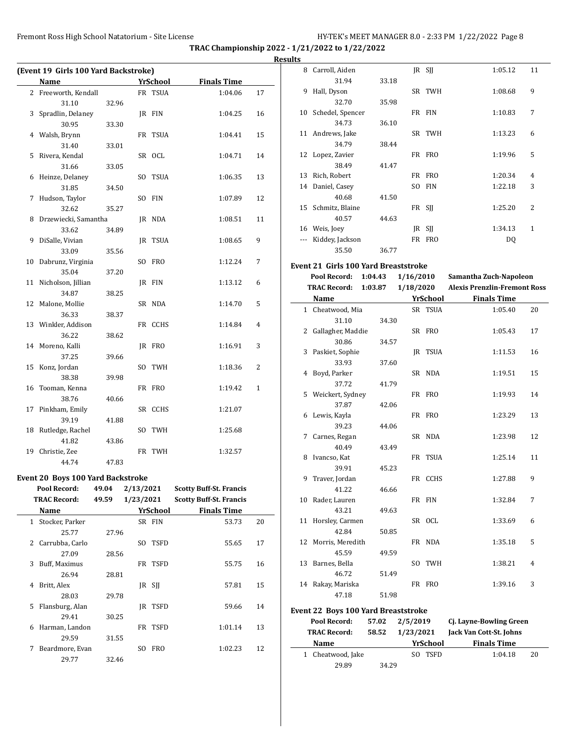**TRAC Championship 2022 - 1/21/2022 to 1/22/2022**

**Results**

### (Event 19 Girls 100 Yard Backstroke)

| Place | Name | Yr | School | Finals Time | Points |
|---|---|---|---|---|---|
| 2 | Freeworth, Kendall | FR | TSUA | 1:04.06 | 17 |
| | 31.10 | 32.96 | | | |
| 3 | Spradlin, Delaney | JR | FIN | 1:04.25 | 16 |
| | 30.95 | 33.30 | | | |
| 4 | Walsh, Brynn | FR | TSUA | 1:04.41 | 15 |
| | 31.40 | 33.01 | | | |
| 5 | Rivera, Kendal | SR | OCL | 1:04.71 | 14 |
| | 31.66 | 33.05 | | | |
| 6 | Heinze, Delaney | SO | TSUA | 1:06.35 | 13 |
| | 31.85 | 34.50 | | | |
| 7 | Hudson, Taylor | SO | FIN | 1:07.89 | 12 |
| | 32.62 | 35.27 | | | |
| 8 | Drzewiecki, Samantha | JR | NDA | 1:08.51 | 11 |
| | 33.62 | 34.89 | | | |
| 9 | DiSalle, Vivian | JR | TSUA | 1:08.65 | 9 |
| | 33.09 | 35.56 | | | |
| 10 | Dabrunz, Virginia | SO | FRO | 1:12.24 | 7 |
| | 35.04 | 37.20 | | | |
| 11 | Nicholson, Jillian | JR | FIN | 1:13.12 | 6 |
| | 34.87 | 38.25 | | | |
| 12 | Malone, Mollie | SR | NDA | 1:14.70 | 5 |
| | 36.33 | 38.37 | | | |
| 13 | Winkler, Addison | FR | CCHS | 1:14.84 | 4 |
| | 36.22 | 38.62 | | | |
| 14 | Moreno, Kalli | JR | FRO | 1:16.91 | 3 |
| | 37.25 | 39.66 | | | |
| 15 | Konz, Jordan | SO | TWH | 1:18.36 | 2 |
| | 38.38 | 39.98 | | | |
| 16 | Tooman, Kenna | FR | FRO | 1:19.42 | 1 |
| | 38.76 | 40.66 | | | |
| 17 | Pinkham, Emily | SR | CCHS | 1:21.07 | |
| | 39.19 | 41.88 | | | |
| 18 | Rutledge, Rachel | SO | TWH | 1:25.68 | |
| | 41.82 | 43.86 | | | |
| 19 | Christie, Zee | FR | TWH | 1:32.57 | |
| | 44.74 | 47.83 | | | |

### Event 20 Boys 100 Yard Backstroke

**Pool Record:** 49.04 2/13/2021 Scotty Buff-St. Francis
**TRAC Record:** 49.59 1/23/2021 Scotty Buff-St. Francis

| Place | Name | Yr | School | Finals Time | Points |
|---|---|---|---|---|---|
| 1 | Stocker, Parker | SR | FIN | 53.73 | 20 |
| | 25.77 | 27.96 | | | |
| 2 | Carrubba, Carlo | SO | TSFD | 55.65 | 17 |
| | 27.09 | 28.56 | | | |
| 3 | Buff, Maximus | FR | TSFD | 55.75 | 16 |
| | 26.94 | 28.81 | | | |
| 4 | Britt, Alex | JR | SJJ | 57.81 | 15 |
| | 28.03 | 29.78 | | | |
| 5 | Flansburg, Alan | JR | TSFD | 59.66 | 14 |
| | 29.41 | 30.25 | | | |
| 6 | Harman, Landon | FR | TSFD | 1:01.14 | 13 |
| | 29.59 | 31.55 | | | |
| 7 | Beardmore, Evan | SO | FRO | 1:02.23 | 12 |
| | 29.77 | 32.46 | | | |
| 8 | Carroll, Aiden | JR | SJJ | 1:05.12 | 11 |
| | 31.94 | 33.18 | | | |
| 9 | Hall, Dyson | SR | TWH | 1:08.68 | 9 |
| | 32.70 | 35.98 | | | |
| 10 | Schedel, Spencer | FR | FIN | 1:10.83 | 7 |
| | 34.73 | 36.10 | | | |
| 11 | Andrews, Jake | SR | TWH | 1:13.23 | 6 |
| | 34.79 | 38.44 | | | |
| 12 | Lopez, Zavier | FR | FRO | 1:19.96 | 5 |
| | 38.49 | 41.47 | | | |
| 13 | Rich, Robert | FR | FRO | 1:20.34 | 4 |
| 14 | Daniel, Casey | SO | FIN | 1:22.18 | 3 |
| | 40.68 | 41.50 | | | |
| 15 | Schmitz, Blaine | FR | SJJ | 1:25.20 | 2 |
| | 40.57 | 44.63 | | | |
| 16 | Weis, Joey | JR | SJJ | 1:34.13 | 1 |
| --- | Kiddey, Jackson | FR | FRO | DQ | |
| | 35.50 | 36.77 | | | |

### Event 21 Girls 100 Yard Breaststroke

**Pool Record:** 1:04.43 1/16/2010 Samantha Zuch-Napoleon
**TRAC Record:** 1:03.87 1/18/2020 Alexis Prenzlin-Fremont Ross

| Place | Name | Yr | School | Finals Time | Points |
|---|---|---|---|---|---|
| 1 | Cheatwood, Mia | SR | TSUA | 1:05.40 | 20 |
| | 31.10 | 34.30 | | | |
| 2 | Gallagher, Maddie | SR | FRO | 1:05.43 | 17 |
| | 30.86 | 34.57 | | | |
| 3 | Paskiet, Sophie | JR | TSUA | 1:11.53 | 16 |
| | 33.93 | 37.60 | | | |
| 4 | Boyd, Parker | SR | NDA | 1:19.51 | 15 |
| | 37.72 | 41.79 | | | |
| 5 | Weickert, Sydney | FR | FRO | 1:19.93 | 14 |
| | 37.87 | 42.06 | | | |
| 6 | Lewis, Kayla | FR | FRO | 1:23.29 | 13 |
| | 39.23 | 44.06 | | | |
| 7 | Carnes, Regan | SR | NDA | 1:23.98 | 12 |
| | 40.49 | 43.49 | | | |
| 8 | Ivancso, Kat | FR | TSUA | 1:25.14 | 11 |
| | 39.91 | 45.23 | | | |
| 9 | Traver, Jordan | FR | CCHS | 1:27.88 | 9 |
| | 41.22 | 46.66 | | | |
| 10 | Rader, Lauren | FR | FIN | 1:32.84 | 7 |
| | 43.21 | 49.63 | | | |
| 11 | Horsley, Carmen | SR | OCL | 1:33.69 | 6 |
| | 42.84 | 50.85 | | | |
| 12 | Morris, Meredith | FR | NDA | 1:35.18 | 5 |
| | 45.59 | 49.59 | | | |
| 13 | Barnes, Bella | SO | TWH | 1:38.21 | 4 |
| | 46.72 | 51.49 | | | |
| 14 | Rakay, Mariska | FR | FRO | 1:39.16 | 3 |
| | 47.18 | 51.98 | | | |

### Event 22 Boys 100 Yard Breaststroke

**Pool Record:** 57.02 2/5/2019 Cj. Layne-Bowling Green
**TRAC Record:** 58.52 1/23/2021 Jack Van Cott-St. Johns

| Place | Name | Yr | School | Finals Time | Points |
|---|---|---|---|---|---|
| 1 | Cheatwood, Jake | SO | TSFD | 1:04.18 | 20 |
| | 29.89 | 34.29 | | | |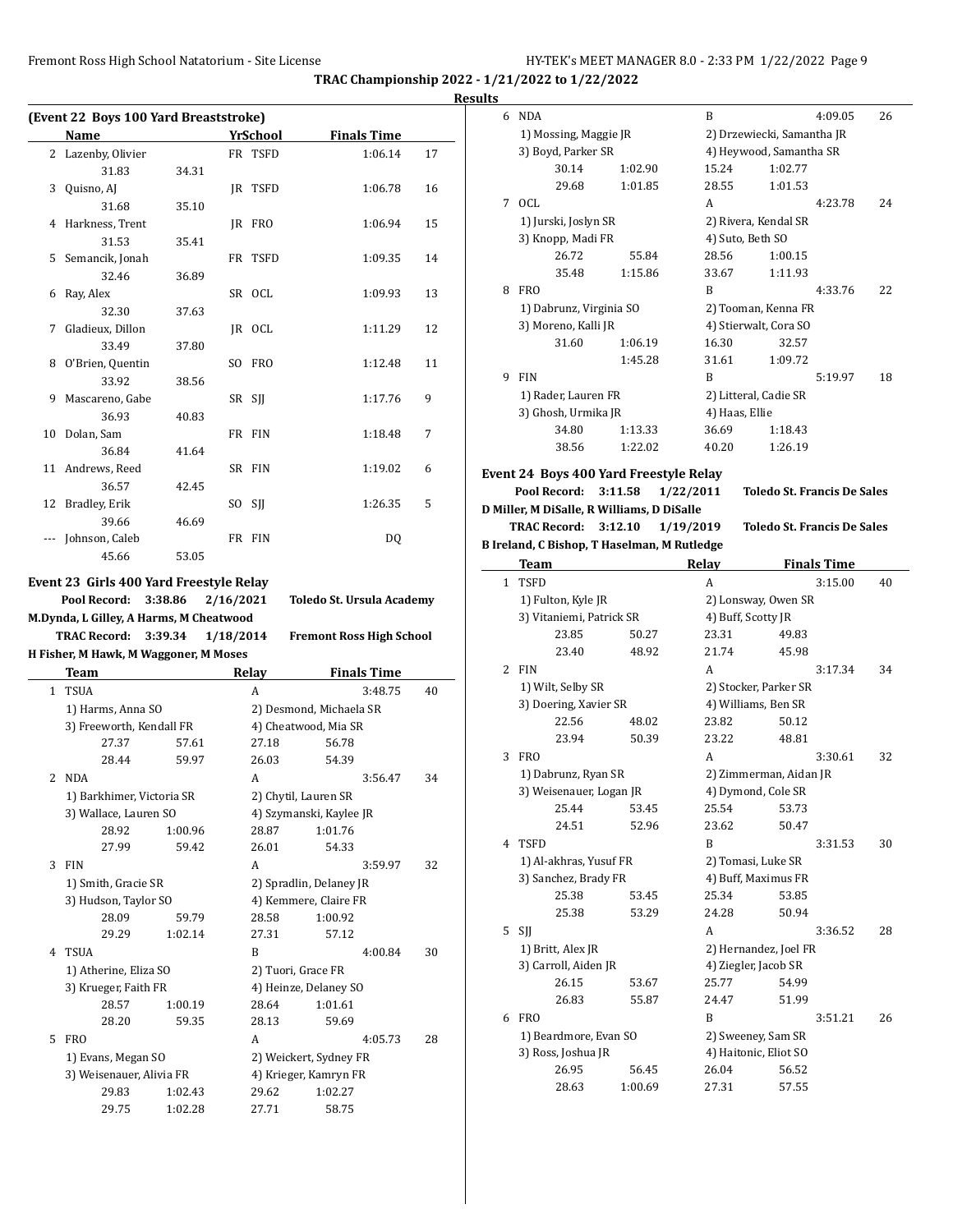**TRAC Championship 2022 - 1/21/2022 to 1/22/2022**

**Results**

## (Event 22 Boys 100 Yard Breaststroke)

| | Name | Yr | School | Finals Time | |
|---|---|---|---|---|---|
| 2 | Lazenby, Olivier | FR | TSFD | 1:06.14 | 17 |
| | 31.83 34.31 | | | | |
| 3 | Quisno, AJ | JR | TSFD | 1:06.78 | 16 |
| | 31.68 35.10 | | | | |
| 4 | Harkness, Trent | JR | FRO | 1:06.94 | 15 |
| | 31.53 35.41 | | | | |
| 5 | Semancik, Jonah | FR | TSFD | 1:09.35 | 14 |
| | 32.46 36.89 | | | | |
| 6 | Ray, Alex | SR | OCL | 1:09.93 | 13 |
| | 32.30 37.63 | | | | |
| 7 | Gladieux, Dillon | JR | OCL | 1:11.29 | 12 |
| | 33.49 37.80 | | | | |
| 8 | O'Brien, Quentin | SO | FRO | 1:12.48 | 11 |
| | 33.92 38.56 | | | | |
| 9 | Mascareno, Gabe | SR | SJJ | 1:17.76 | 9 |
| | 36.93 40.83 | | | | |
| 10 | Dolan, Sam | FR | FIN | 1:18.48 | 7 |
| | 36.84 41.64 | | | | |
| 11 | Andrews, Reed | SR | FIN | 1:19.02 | 6 |
| | 36.57 42.45 | | | | |
| 12 | Bradley, Erik | SO | SJJ | 1:26.35 | 5 |
| | 39.66 46.69 | | | | |
| --- | Johnson, Caleb | FR | FIN | DQ | |
| | 45.66 53.05 | | | | |

## Event 23 Girls 400 Yard Freestyle Relay

**Pool Record: 3:38.86 2/16/2021 Toledo St. Ursula Academy**
**M.Dynda, L Gilley, A Harms, M Cheatwood**
**TRAC Record: 3:39.34 1/18/2014 Fremont Ross High School**
**H Fisher, M Hawk, M Waggoner, M Moses**

| | Team | Relay | Finals Time | |
|---|---|---|---|---|
| 1 | TSUA | A | 3:48.75 | 40 |
| | 1) Harms, Anna SO; 2) Desmond, Michaela SR; 3) Freeworth, Kendall FR; 4) Cheatwood, Mia SR | | | |
| | 27.37 57.61 27.18 56.78 28.44 59.97 26.03 54.39 | | | |
| 2 | NDA | A | 3:56.47 | 34 |
| | 1) Barkhimer, Victoria SR; 2) Chytil, Lauren SR; 3) Wallace, Lauren SO; 4) Szymanski, Kaylee JR | | | |
| | 28.92 1:00.96 28.87 1:01.76 27.99 59.42 26.01 54.33 | | | |
| 3 | FIN | A | 3:59.97 | 32 |
| | 1) Smith, Gracie SR; 2) Spradlin, Delaney JR; 3) Hudson, Taylor SO; 4) Kemmere, Claire FR | | | |
| | 28.09 59.79 28.58 1:00.92 29.29 1:02.14 27.31 57.12 | | | |
| 4 | TSUA | B | 4:00.84 | 30 |
| | 1) Atherine, Eliza SO; 2) Tuori, Grace FR; 3) Krueger, Faith FR; 4) Heinze, Delaney SO | | | |
| | 28.57 1:00.19 28.64 1:01.61 28.20 59.35 28.13 59.69 | | | |
| 5 | FRO | A | 4:05.73 | 28 |
| | 1) Evans, Megan SO; 2) Weickert, Sydney FR; 3) Weisenauer, Alivia FR; 4) Krieger, Kamryn FR | | | |
| | 29.83 1:02.43 29.62 1:02.27 29.75 1:02.28 27.71 58.75 | | | |
| 6 | NDA | B | 4:09.05 | 26 |
| | 1) Mossing, Maggie JR; 2) Drzewiecki, Samantha JR; 3) Boyd, Parker SR; 4) Heywood, Samantha SR | | | |
| | 30.14 1:02.90 15.24 1:02.77 29.68 1:01.85 28.55 1:01.53 | | | |
| 7 | OCL | A | 4:23.78 | 24 |
| | 1) Jurski, Joslyn SR; 2) Rivera, Kendal SR; 3) Knopp, Madi FR; 4) Suto, Beth SO | | | |
| | 26.72 55.84 28.56 1:00.15 35.48 1:15.86 33.67 1:11.93 | | | |
| 8 | FRO | B | 4:33.76 | 22 |
| | 1) Dabrunz, Virginia SO; 2) Tooman, Kenna FR; 3) Moreno, Kalli JR; 4) Stierwalt, Cora SO | | | |
| | 31.60 1:06.19 16.30 32.57 1:45.28 31.61 1:09.72 | | | |
| 9 | FIN | B | 5:19.97 | 18 |
| | 1) Rader, Lauren FR; 2) Litteral, Cadie SR; 3) Ghosh, Urmika JR; 4) Haas, Ellie | | | |
| | 34.80 1:13.33 36.69 1:18.43 38.56 1:22.02 40.20 1:26.19 | | | |

## Event 24 Boys 400 Yard Freestyle Relay

**Pool Record: 3:11.58 1/22/2011 Toledo St. Francis De Sales**
**D Miller, M DiSalle, R Williams, D DiSalle**
**TRAC Record: 3:12.10 1/19/2019 Toledo St. Francis De Sales**
**B Ireland, C Bishop, T Haselman, M Rutledge**

| | Team | Relay | Finals Time | |
|---|---|---|---|---|
| 1 | TSFD | A | 3:15.00 | 40 |
| | 1) Fulton, Kyle JR; 2) Lonsway, Owen SR; 3) Vitaniemi, Patrick SR; 4) Buff, Scotty JR | | | |
| | 23.85 50.27 23.31 49.83 23.40 48.92 21.74 45.98 | | | |
| 2 | FIN | A | 3:17.34 | 34 |
| | 1) Wilt, Selby SR; 2) Stocker, Parker SR; 3) Doering, Xavier SR; 4) Williams, Ben SR | | | |
| | 22.56 48.02 23.82 50.12 23.94 50.39 23.22 48.81 | | | |
| 3 | FRO | A | 3:30.61 | 32 |
| | 1) Dabrunz, Ryan SR; 2) Zimmerman, Aidan JR; 3) Weisenauer, Logan JR; 4) Dymond, Cole SR | | | |
| | 25.44 53.45 25.54 53.73 24.51 52.96 23.62 50.47 | | | |
| 4 | TSFD | B | 3:31.53 | 30 |
| | 1) Al-akhras, Yusuf FR; 2) Tomasi, Luke SR; 3) Sanchez, Brady FR; 4) Buff, Maximus FR | | | |
| | 25.38 53.45 25.34 53.85 25.38 53.29 24.28 50.94 | | | |
| 5 | SJJ | A | 3:36.52 | 28 |
| | 1) Britt, Alex JR; 2) Hernandez, Joel FR; 3) Carroll, Aiden JR; 4) Ziegler, Jacob SR | | | |
| | 26.15 53.67 25.77 54.99 26.83 55.87 24.47 51.99 | | | |
| 6 | FRO | B | 3:51.21 | 26 |
| | 1) Beardmore, Evan SO; 2) Sweeney, Sam SR; 3) Ross, Joshua JR; 4) Haitonic, Eliot SO | | | |
| | 26.95 56.45 26.04 56.52 28.63 1:00.69 27.31 57.55 | | | |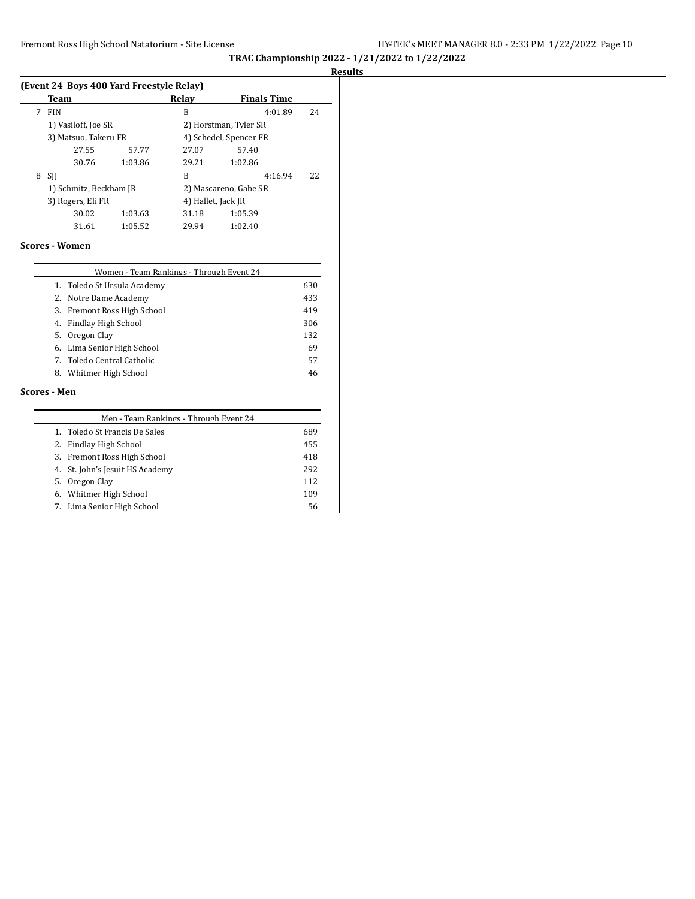## Results

### (Event 24 Boys 400 Yard Freestyle Relay)

| | Team | Relay | Finals Time | |
|---|---|---|---|---|
| 7 | FIN | B | 4:01.89 | 24 |
| | 1) Vasiloff, Joe SR | 2) Horstman, Tyler SR | | |
| | 3) Matsuo, Takeru FR | 4) Schedel, Spencer FR | | |
| | 27.55 57.77 | 27.07 57.40 | | |
| | 30.76 1:03.86 | 29.21 1:02.86 | | |
| 8 | SJJ | B | 4:16.94 | 22 |
| | 1) Schmitz, Beckham JR | 2) Mascareno, Gabe SR | | |
| | 3) Rogers, Eli FR | 4) Hallet, Jack JR | | |
| | 30.02 1:03.63 | 31.18 1:05.39 | | |
| | 31.61 1:05.52 | 29.94 1:02.40 | | |

### Scores - Women

| Women - Team Rankings - Through Event 24 | |
|---|---|
| 1. Toledo St Ursula Academy | 630 |
| 2. Notre Dame Academy | 433 |
| 3. Fremont Ross High School | 419 |
| 4. Findlay High School | 306 |
| 5. Oregon Clay | 132 |
| 6. Lima Senior High School | 69 |
| 7. Toledo Central Catholic | 57 |
| 8. Whitmer High School | 46 |

### Scores - Men

| Men - Team Rankings - Through Event 24 | |
|---|---|
| 1. Toledo St Francis De Sales | 689 |
| 2. Findlay High School | 455 |
| 3. Fremont Ross High School | 418 |
| 4. St. John's Jesuit HS Academy | 292 |
| 5. Oregon Clay | 112 |
| 6. Whitmer High School | 109 |
| 7. Lima Senior High School | 56 |